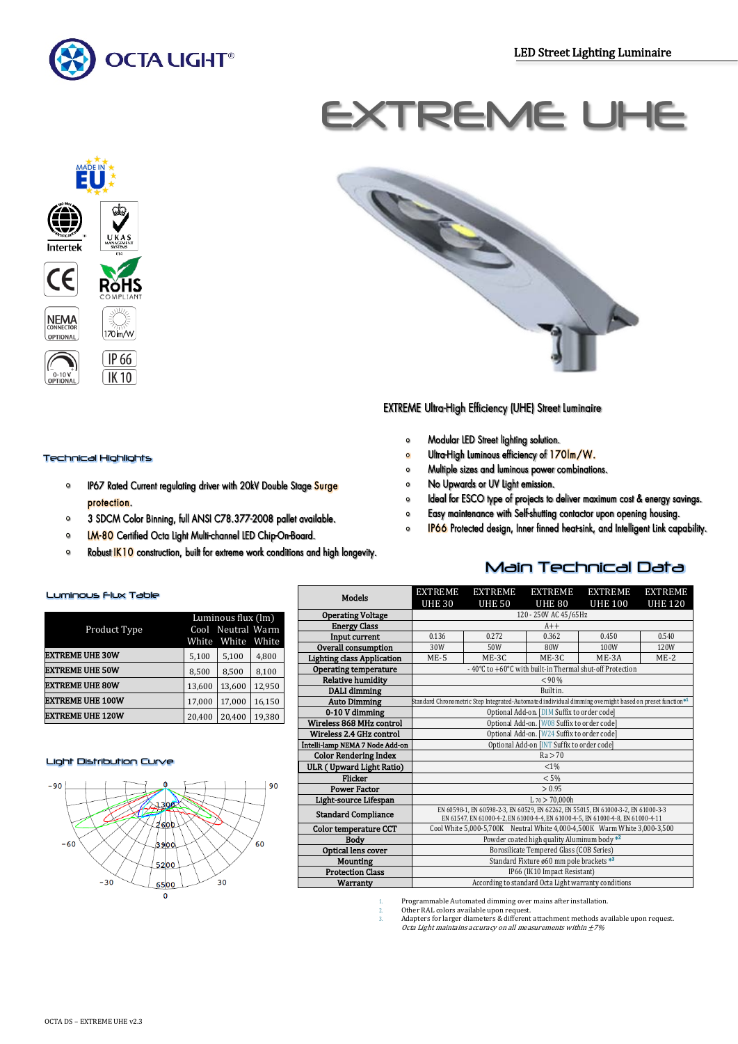OCTA LIGHT®

LED Street Lighting Luminaire

# EXTREME UHE

EXTREME Ultra-High Efficiency (UHE) Street Luminaire

- Modular LED Street lighting solution.
- Ultra-High Luminous efficiency of 170lm/W.
- Multiple sizes and luminous power combinations.
- No Upwards or UV light emission.
- Ideal for ESCO type of projects to deliver maximum cost & energy savings.
- Easy maintenance with Self-shutting contactor upon opening housing.
- IP66 Protected design, Inner finned heat-sink, and Intelligent Link capability.

## Technical Highlights

- IP67 Rated Current regulating driver with 20kV Double Stage Surge protection.
- 3 SDCM Color Binning, full ANSI C78.377-2008 pallet available.
- LM-80 Certified Octa Light Multi-channel LED Chip-On-Board.
- Robust IK10 construction, built for extreme work conditions and high longevity.

## Luminous Flux Table

| Product Type | Luminous flux (lm) Cool White | Neutral White | Warm White |
|---|---|---|---|
| EXTREME UHE 30W | 5,100 | 5,100 | 4,800 |
| EXTREME UHE 50W | 8,500 | 8,500 | 8,100 |
| EXTREME UHE 80W | 13,600 | 13,600 | 12,950 |
| EXTREME UHE 100W | 17,000 | 17,000 | 16,150 |
| EXTREME UHE 120W | 20,400 | 20,400 | 19,380 |

## Light Distribution Curve

## Main Technical Data

| Models | EXTREME UHE 30 | EXTREME UHE 50 | EXTREME UHE 80 | EXTREME UHE 100 | EXTREME UHE 120 |
|---|---|---|---|---|---|
| Operating Voltage | 120 - 250V AC 45/65Hz | | | | |
| Energy Class | A++ | | | | |
| Input current | 0.136 | 0.272 | 0.362 | 0.450 | 0.540 |
| Overall consumption | 30W | 50W | 80W | 100W | 120W |
| Lighting class Application | ME-5 | ME-3C | ME-3C | ME-3A | ME-2 |
| Operating temperature | - 40°C to +60°C with built-in Thermal shut-off Protection | | | | |
| Relative humidity | <90% | | | | |
| DALI dimming | Built in. | | | | |
| Auto Dimming | Standard Chronometric Step Integrated-Automated individual dimming overnight based on preset function*1 | | | | |
| 0-10 V dimming | Optional Add-on. [DIM Suffix to order code] | | | | |
| Wireless 868 MHz control | Optional Add-on. [W08 Suffix to order code] | | | | |
| Wireless 2.4 GHz control | Optional Add-on. [W24 Suffix to order code] | | | | |
| Intelli-lamp NEMA 7 Node Add-on | Optional Add-on [INT Suffix to order code] | | | | |
| Color Rendering Index | Ra > 70 | | | | |
| ULR ( Upward Light Ratio) | <1% | | | | |
| Flicker | < 5% | | | | |
| Power Factor | > 0.95 | | | | |
| Light-source Lifespan | L 70 > 70,000h | | | | |
| Standard Compliance | EN 60598-1, EN 60598-2-3, EN 60529, EN 62262, EN 55015, EN 61000-3-2, EN 61000-3-3 EN 61547, EN 61000-4-2, EN 61000-4-4, EN 61000-4-5, EN 61000-4-8, EN 61000-4-11 | | | | |
| Color temperature CCT | Cool White 5,000-5,700K Neutral White 4,000-4,500K Warm White 3,000-3,500 | | | | |
| Body | Powder coated high quality Aluminum body *2 | | | | |
| Optical lens cover | Borosilicate Tempered Glass (COB Series) | | | | |
| Mounting | Standard Fixture ø60 mm pole brackets *3 | | | | |
| Protection Class | IP66 (IK10 Impact Resistant) | | | | |
| Warranty | According to standard Octa Light warranty conditions | | | | |

1. Programmable Automated dimming over mains after installation.
2. Other RAL colors available upon request.
3. Adapters for larger diameters & different attachment methods available upon request.

*Octa Light maintains accuracy on all measurements within ±7%*

OCTA DS – EXTREME UHE v2.3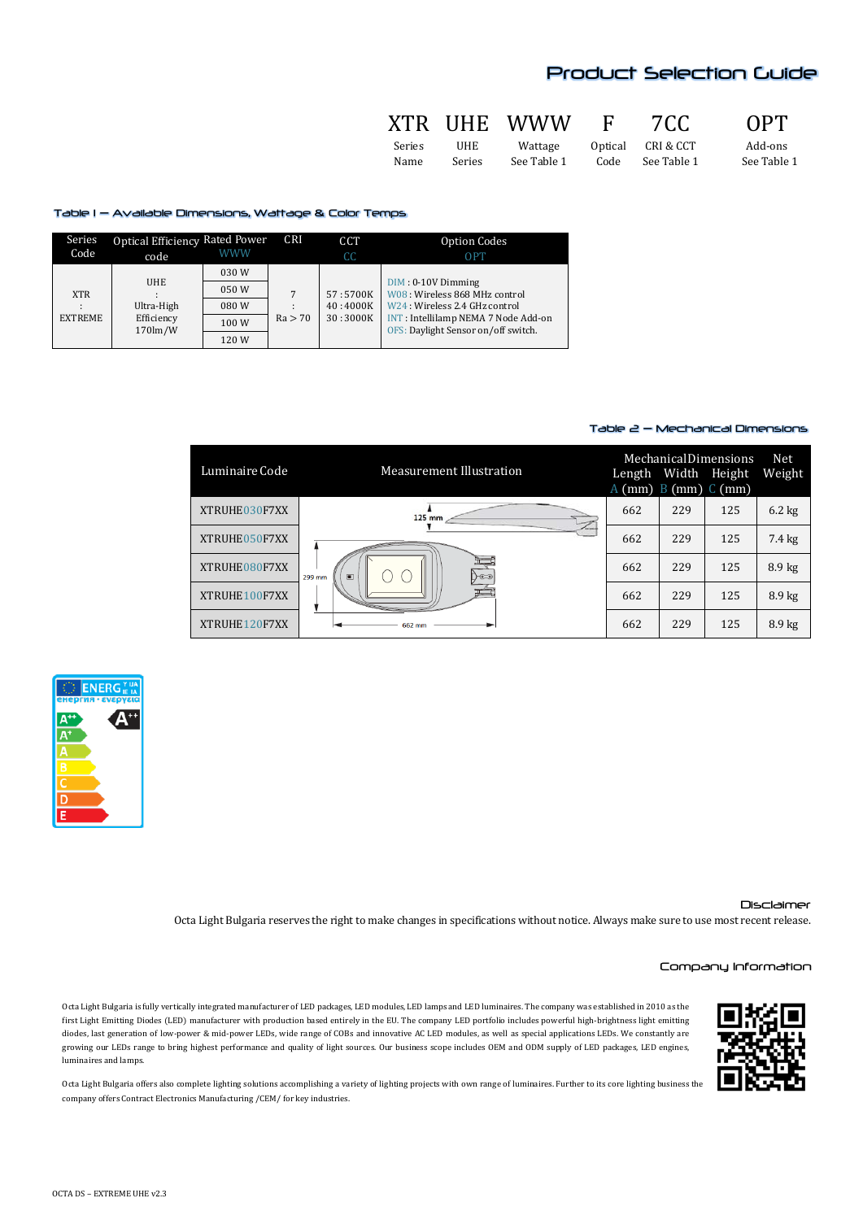# Product Selection Guide

| XTR | UHE | WWW | F | 7CC | OPT |
|---|---|---|---|---|---|
| Series Name | UHE Series | Wattage See Table 1 | Optical Code | CRI & CCT See Table 1 | Add-ons See Table 1 |

## Table 1 – Available Dimensions, Wattage & Color Temps

| Series Code | Optical Efficiency code | Rated Power WWW | CRI | CCT CC | Option Codes OPT |
|---|---|---|---|---|---|
| XTR : EXTREME | UHE : Ultra-High Efficiency 170lm/W | 030 W | 7 : Ra > 70 | 57 : 5700K 40 : 4000K 30 : 3000K | DIM : 0-10V Dimming W08 : Wireless 868 MHz control W24 : Wireless 2.4 GHz control INT : Intellilamp NEMA 7 Node Add-on OFS: Daylight Sensor on/off switch. |
| | | 050 W | | | |
| | | 080 W | | | |
| | | 100 W | | | |
| | | 120 W | | | |

## Table 2 – Mechanical Dimensions

| Luminaire Code | Measurement Illustration | Mechanical Dimensions Length A (mm) | Width B (mm) | Height C (mm) | Net Weight |
|---|---|---|---|---|---|
| XTRUHE030F7XX | | 662 | 229 | 125 | 6.2 kg |
| XTRUHE050F7XX | | 662 | 229 | 125 | 7.4 kg |
| XTRUHE080F7XX | | 662 | 229 | 125 | 8.9 kg |
| XTRUHE100F7XX | | 662 | 229 | 125 | 8.9 kg |
| XTRUHE120F7XX | | 662 | 229 | 125 | 8.9 kg |

125 mm
299 mm
662 mm

ENERGY
A++

### Disclaimer

Octa Light Bulgaria reserves the right to make changes in specifications without notice. Always make sure to use most recent release.

### Company Information

Octa Light Bulgaria is fully vertically integrated manufacturer of LED packages, LED modules, LED lamps and LED luminaires. The company was established in 2010 as the first Light Emitting Diodes (LED) manufacturer with production based entirely in the EU. The company LED portfolio includes powerful high-brightness light emitting diodes, last generation of low-power & mid-power LEDs, wide range of COBs and innovative AC LED modules, as well as special applications LEDs. We constantly are growing our LEDs range to bring highest performance and quality of light sources. Our business scope includes OEM and ODM supply of LED packages, LED engines, luminaires and lamps.

Octa Light Bulgaria offers also complete lighting solutions accomplishing a variety of lighting projects with own range of luminaires. Further to its core lighting business the company offers Contract Electronics Manufacturing /CEM/ for key industries.

OCTA DS – EXTREME UHE v2.3